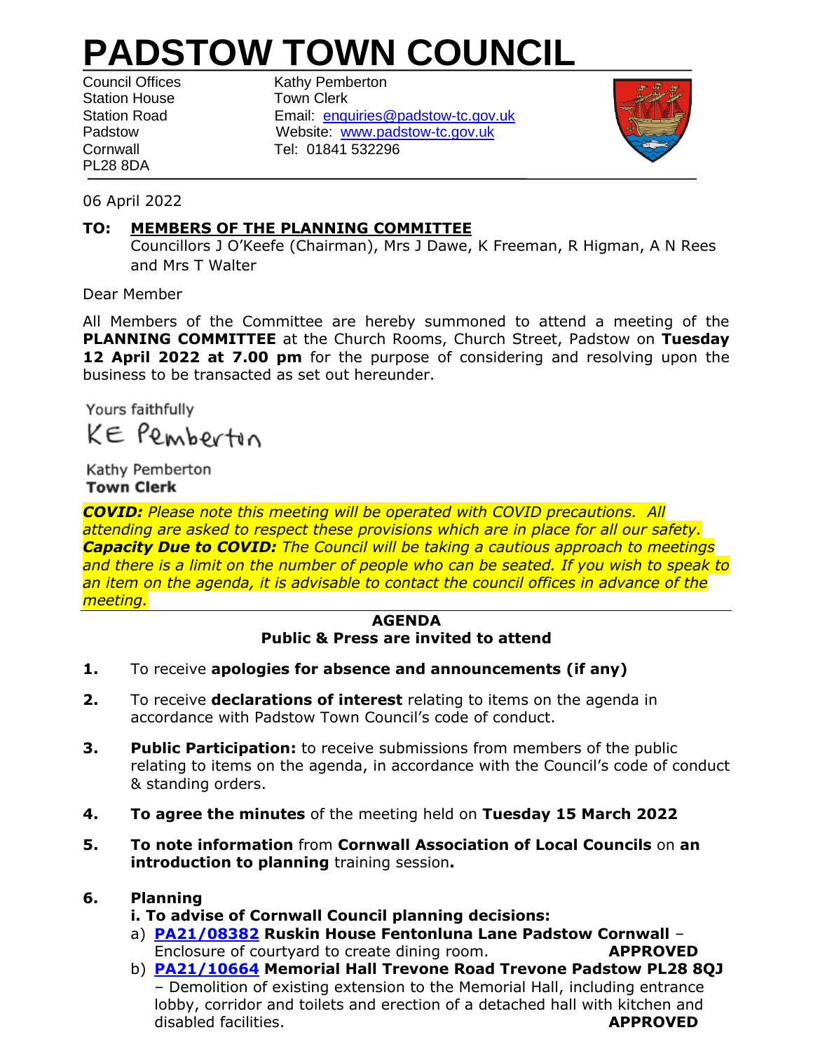# PADSTOW TOWN COUNCIL

Council Offices
Station House
Station Road
Padstow
Cornwall
PL28 8DA

Kathy Pemberton
Town Clerk
Email: enquiries@padstow-tc.gov.uk
Website: www.padstow-tc.gov.uk
Tel: 01841 532296

06 April 2022

**TO: MEMBERS OF THE PLANNING COMMITTEE**
Councillors J O'Keefe (Chairman), Mrs J Dawe, K Freeman, R Higman, A N Rees and Mrs T Walter

Dear Member

All Members of the Committee are hereby summoned to attend a meeting of the **PLANNING COMMITTEE** at the Church Rooms, Church Street, Padstow on **Tuesday 12 April 2022 at 7.00 pm** for the purpose of considering and resolving upon the business to be transacted as set out hereunder.

Yours faithfully

KE Pemberton

Kathy Pemberton
**Town Clerk**

***COVID:*** *Please note this meeting will be operated with COVID precautions. All attending are asked to respect these provisions which are in place for all our safety.* ***Capacity Due to COVID:*** *The Council will be taking a cautious approach to meetings and there is a limit on the number of people who can be seated. If you wish to speak to an item on the agenda, it is advisable to contact the council offices in advance of the meeting.*

**AGENDA**
**Public & Press are invited to attend**

**1.** To receive **apologies for absence and announcements (if any)**

**2.** To receive **declarations of interest** relating to items on the agenda in accordance with Padstow Town Council's code of conduct.

**3.** **Public Participation:** to receive submissions from members of the public relating to items on the agenda, in accordance with the Council's code of conduct & standing orders.

**4.** **To agree the minutes** of the meeting held on **Tuesday 15 March 2022**

**5.** **To note information** from **Cornwall Association of Local Councils** on **an introduction to planning** training session**.**

**6.** **Planning**

**i. To advise of Cornwall Council planning decisions:**

a) **PA21/08382 Ruskin House Fentonluna Lane Padstow Cornwall** – Enclosure of courtyard to create dining room. **APPROVED**

b) **PA21/10664 Memorial Hall Trevone Road Trevone Padstow PL28 8QJ** – Demolition of existing extension to the Memorial Hall, including entrance lobby, corridor and toilets and erection of a detached hall with kitchen and disabled facilities. **APPROVED**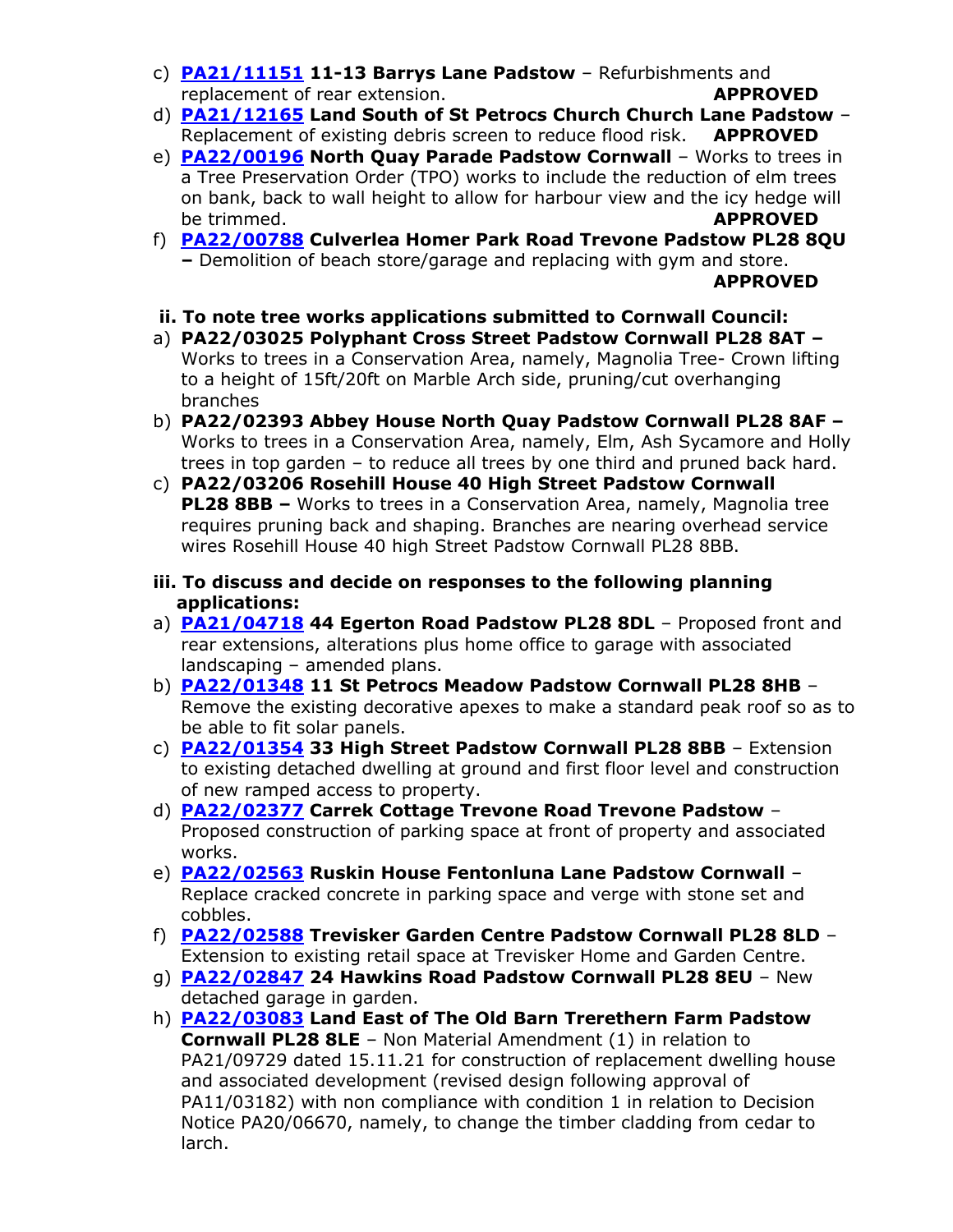c) **PA21/11151 11-13 Barrys Lane Padstow** – Refurbishments and replacement of rear extension. **APPROVED**
d) **PA21/12165 Land South of St Petrocs Church Church Lane Padstow** – Replacement of existing debris screen to reduce flood risk. **APPROVED**
e) **PA22/00196 North Quay Parade Padstow Cornwall** – Works to trees in a Tree Preservation Order (TPO) works to include the reduction of elm trees on bank, back to wall height to allow for harbour view and the icy hedge will be trimmed. **APPROVED**
f) **PA22/00788 Culverlea Homer Park Road Trevone Padstow PL28 8QU –** Demolition of beach store/garage and replacing with gym and store. **APPROVED**

**ii. To note tree works applications submitted to Cornwall Council:**

a) **PA22/03025 Polyphant Cross Street Padstow Cornwall PL28 8AT –** Works to trees in a Conservation Area, namely, Magnolia Tree- Crown lifting to a height of 15ft/20ft on Marble Arch side, pruning/cut overhanging branches
b) **PA22/02393 Abbey House North Quay Padstow Cornwall PL28 8AF –** Works to trees in a Conservation Area, namely, Elm, Ash Sycamore and Holly trees in top garden – to reduce all trees by one third and pruned back hard.
c) **PA22/03206 Rosehill House 40 High Street Padstow Cornwall PL28 8BB –** Works to trees in a Conservation Area, namely, Magnolia tree requires pruning back and shaping. Branches are nearing overhead service wires Rosehill House 40 high Street Padstow Cornwall PL28 8BB.

**iii. To discuss and decide on responses to the following planning applications:**

a) **PA21/04718 44 Egerton Road Padstow PL28 8DL** – Proposed front and rear extensions, alterations plus home office to garage with associated landscaping – amended plans.
b) **PA22/01348 11 St Petrocs Meadow Padstow Cornwall PL28 8HB** – Remove the existing decorative apexes to make a standard peak roof so as to be able to fit solar panels.
c) **PA22/01354 33 High Street Padstow Cornwall PL28 8BB** – Extension to existing detached dwelling at ground and first floor level and construction of new ramped access to property.
d) **PA22/02377 Carrek Cottage Trevone Road Trevone Padstow** – Proposed construction of parking space at front of property and associated works.
e) **PA22/02563 Ruskin House Fentonluna Lane Padstow Cornwall** – Replace cracked concrete in parking space and verge with stone set and cobbles.
f) **PA22/02588 Trevisker Garden Centre Padstow Cornwall PL28 8LD** – Extension to existing retail space at Trevisker Home and Garden Centre.
g) **PA22/02847 24 Hawkins Road Padstow Cornwall PL28 8EU** – New detached garage in garden.
h) **PA22/03083 Land East of The Old Barn Trerethern Farm Padstow Cornwall PL28 8LE** – Non Material Amendment (1) in relation to PA21/09729 dated 15.11.21 for construction of replacement dwelling house and associated development (revised design following approval of PA11/03182) with non compliance with condition 1 in relation to Decision Notice PA20/06670, namely, to change the timber cladding from cedar to larch.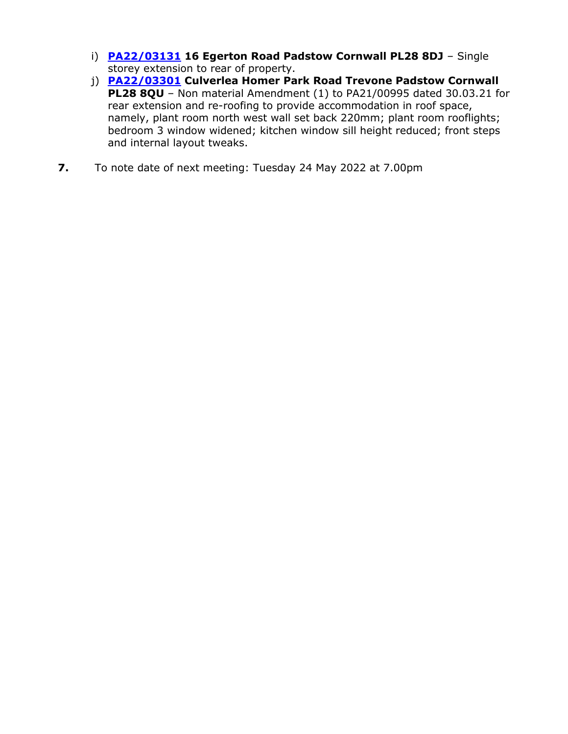i) **PA22/03131** **16 Egerton Road Padstow Cornwall PL28 8DJ** – Single storey extension to rear of property.

j) **PA22/03301** **Culverlea Homer Park Road Trevone Padstow Cornwall PL28 8QU** – Non material Amendment (1) to PA21/00995 dated 30.03.21 for rear extension and re-roofing to provide accommodation in roof space, namely, plant room north west wall set back 220mm; plant room rooflights; bedroom 3 window widened; kitchen window sill height reduced; front steps and internal layout tweaks.

**7.** To note date of next meeting: Tuesday 24 May 2022 at 7.00pm